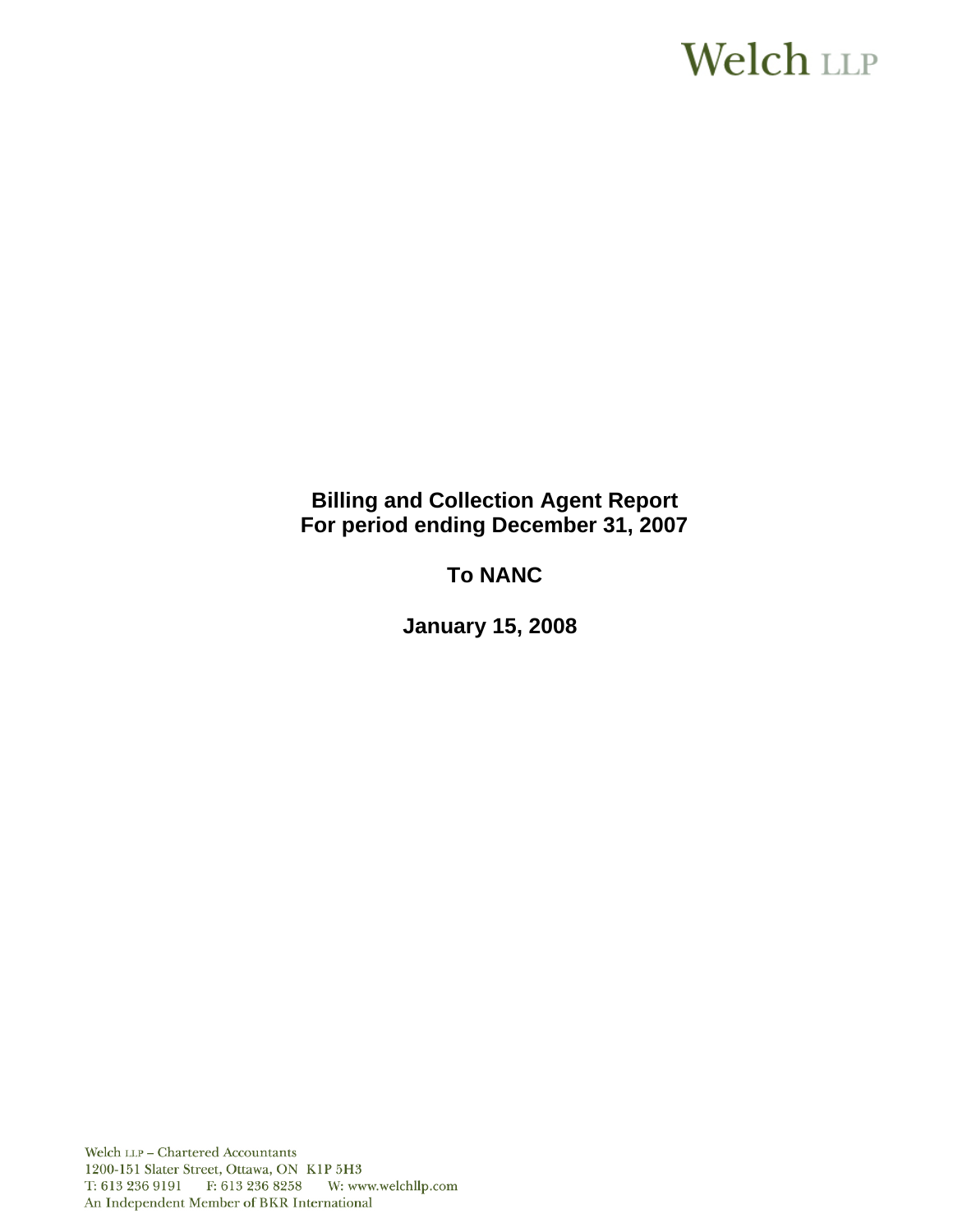Welch LLP

# Billing and Collection Agent Report
## For period ending December 31, 2007

## To NANC

## January 15, 2008

Welch LLP – Chartered Accountants
1200-151 Slater Street, Ottawa, ON K1P 5H3
T: 613 236 9191 F: 613 236 8258 W: www.welchllp.com
An Independent Member of BKR International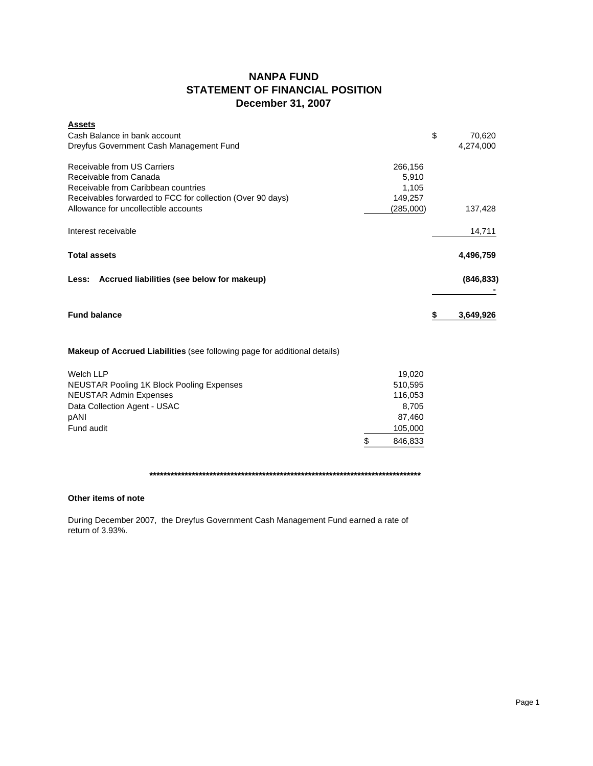# NANPA FUND
## STATEMENT OF FINANCIAL POSITION
## December 31, 2007

| **Assets** | | |
|---|---|---|
| Cash Balance in bank account | | $ 70,620 |
| Dreyfus Government Cash Management Fund | | 4,274,000 |
| | | |
| Receivable from US Carriers | 266,156 | |
| Receivable from Canada | 5,910 | |
| Receivable from Caribbean countries | 1,105 | |
| Receivables forwarded to FCC for collection (Over 90 days) | 149,257 | |
| Allowance for uncollectible accounts | (285,000) | 137,428 |
| | | |
| Interest receivable | | 14,711 |
| | | |
| **Total assets** | | **4,496,759** |
| | | |
| **Less: Accrued liabilities (see below for makeup)** | | **(846,833)** |
| | | **-** |
| | | |
| **Fund balance** | | **$ 3,649,926** |

**Makeup of Accrued Liabilities** (see following page for additional details)

| | |
|---|---|
| Welch LLP | 19,020 |
| NEUSTAR Pooling 1K Block Pooling Expenses | 510,595 |
| NEUSTAR Admin Expenses | 116,053 |
| Data Collection Agent - USAC | 8,705 |
| pANI | 87,460 |
| Fund audit | 105,000 |
| | $ 846,833 |

**********************************************************************************

**Other items of note**

During December 2007, the Dreyfus Government Cash Management Fund earned a rate of return of 3.93%.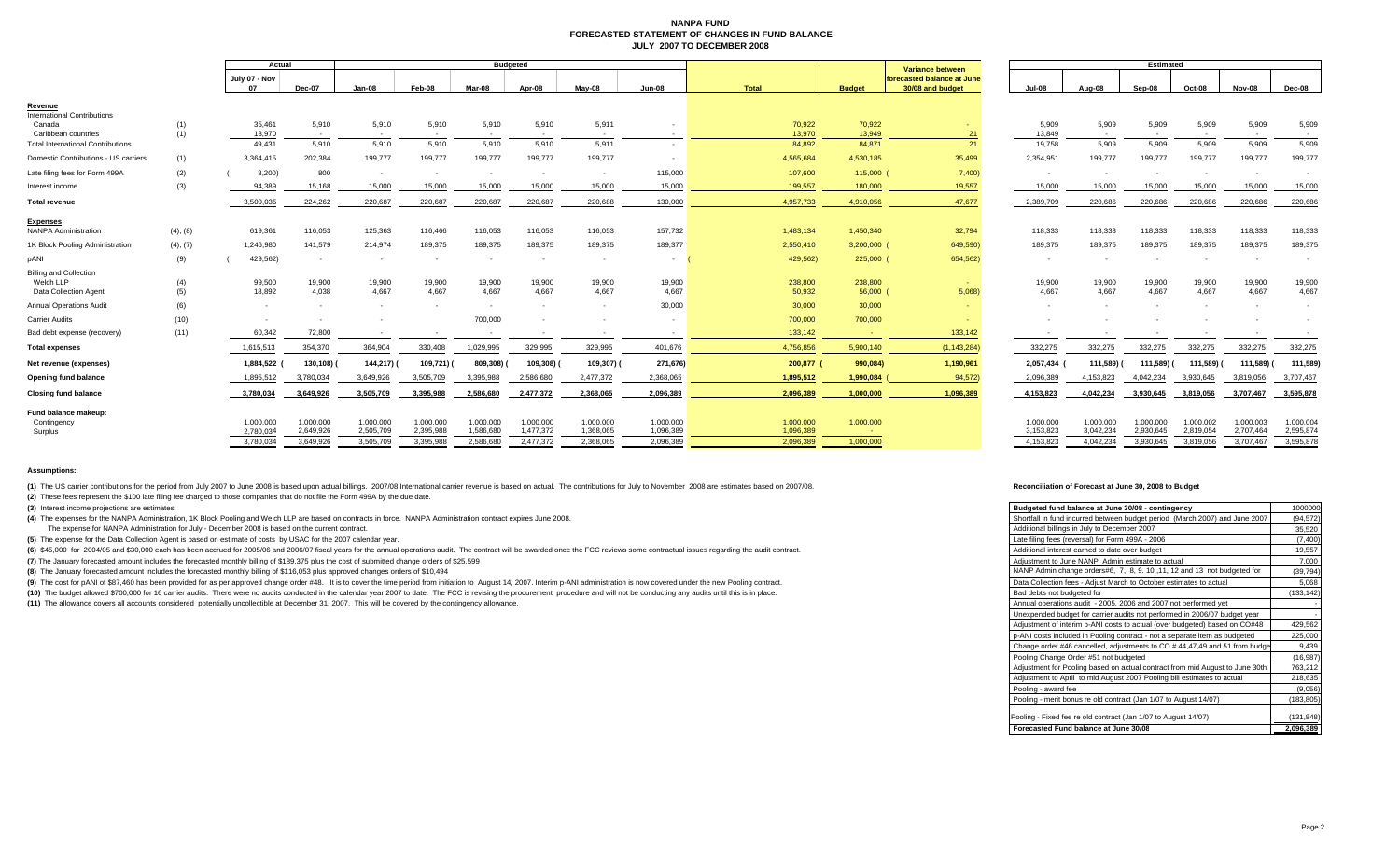# NANPA FUND
## FORECASTED STATEMENT OF CHANGES IN FUND BALANCE
### JULY 2007 TO DECEMBER 2008

| | | Actual | | Budgeted | | | | | | | | | Estimated | | | | | |
|---|---|---|---|---|---|---|---|---|---|---|---|---|---|---|---|---|---|---|
| | | July 07 - Nov 07 | Dec-07 | Jan-08 | Feb-08 | Mar-08 | Apr-08 | May-08 | Jun-08 | Total | Budget | Variance between forecasted balance at June 30/08 and budget | Jul-08 | Aug-08 | Sep-08 | Oct-08 | Nov-08 | Dec-08 |
| **Revenue** | | | | | | | | | | | | | | | | | | |
| International Contributions | | | | | | | | | | | | | | | | | | |
| Canada | (1) | 35,461 | 5,910 | 5,910 | 5,910 | 5,910 | 5,910 | 5,911 | - | 70,922 | 70,922 | - | 5,909 | 5,909 | 5,909 | 5,909 | 5,909 | 5,909 |
| Caribbean countries | (1) | 13,970 | - | - | - | - | - | - | - | 13,970 | 13,949 | 21 | 13,849 | - | - | - | - | - |
| Total International Contributions | | 49,431 | 5,910 | 5,910 | 5,910 | 5,910 | 5,910 | 5,911 | - | 84,892 | 84,871 | 21 | 19,758 | 5,909 | 5,909 | 5,909 | 5,909 | 5,909 |
| Domestic Contributions - US carriers | (1) | 3,364,415 | 202,384 | 199,777 | 199,777 | 199,777 | 199,777 | 199,777 | - | 4,565,684 | 4,530,185 | 35,499 | 2,354,951 | 199,777 | 199,777 | 199,777 | 199,777 | 199,777 |
| Late filing fees for Form 499A | (2) | (8,200) | 800 | - | - | - | - | - | 115,000 | 107,600 | 115,000 | (7,400) | - | - | - | - | - | - |
| Interest income | (3) | 94,389 | 15,168 | 15,000 | 15,000 | 15,000 | 15,000 | 15,000 | 15,000 | 199,557 | 180,000 | 19,557 | 15,000 | 15,000 | 15,000 | 15,000 | 15,000 | 15,000 |
| **Total revenue** | | 3,500,035 | 224,262 | 220,687 | 220,687 | 220,687 | 220,687 | 220,688 | 130,000 | 4,957,733 | 4,910,056 | 47,677 | 2,389,709 | 220,686 | 220,686 | 220,686 | 220,686 | 220,686 |
| **Expenses** | | | | | | | | | | | | | | | | | | |
| NANPA Administration | (4), (8) | 619,361 | 116,053 | 125,363 | 116,466 | 116,053 | 116,053 | 116,053 | 157,732 | 1,483,134 | 1,450,340 | 32,794 | 118,333 | 118,333 | 118,333 | 118,333 | 118,333 | 118,333 |
| 1K Block Pooling Administration | (4), (7) | 1,246,980 | 141,579 | 214,974 | 189,375 | 189,375 | 189,375 | 189,375 | 189,377 | 2,550,410 | 3,200,000 | (649,590) | 189,375 | 189,375 | 189,375 | 189,375 | 189,375 | 189,375 |
| pANI | (9) | (429,562) | - | - | - | - | - | - | - | (429,562) | 225,000 | (654,562) | - | - | - | - | - | - |
| Billing and Collection | | | | | | | | | | | | | | | | | | |
| Welch LLP | (4) | 99,500 | 19,900 | 19,900 | 19,900 | 19,900 | 19,900 | 19,900 | 19,900 | 238,800 | 238,800 | - | 19,900 | 19,900 | 19,900 | 19,900 | 19,900 | 19,900 |
| Data Collection Agent | (5) | 18,892 | 4,038 | 4,667 | 4,667 | 4,667 | 4,667 | 4,667 | 4,667 | 50,932 | 56,000 | (5,068) | 4,667 | 4,667 | 4,667 | 4,667 | 4,667 | 4,667 |
| Annual Operations Audit | (6) | - | - | - | - | - | - | - | 30,000 | 30,000 | 30,000 | - | - | - | - | - | - | - |
| Carrier Audits | (10) | - | - | - | - | 700,000 | - | - | - | 700,000 | 700,000 | - | - | - | - | - | - | - |
| Bad debt expense (recovery) | (11) | 60,342 | 72,800 | - | - | - | - | - | - | 133,142 | - | 133,142 | - | - | - | - | - | - |
| **Total expenses** | | 1,615,513 | 354,370 | 364,904 | 330,408 | 1,029,995 | 329,995 | 329,995 | 401,676 | 4,756,856 | 5,900,140 | (1,143,284) | 332,275 | 332,275 | 332,275 | 332,275 | 332,275 | 332,275 |
| **Net revenue (expenses)** | | 1,884,522 | (130,108) | (144,217) | (109,721) | (809,308) | (109,308) | (109,307) | (271,676) | 200,877 | (990,084) | 1,190,961 | 2,057,434 | (111,589) | (111,589) | (111,589) | (111,589) | (111,589) |
| **Opening fund balance** | | 1,895,512 | 3,780,034 | 3,649,926 | 3,505,709 | 3,395,988 | 2,586,680 | 2,477,372 | 2,368,065 | 1,895,512 | 1,990,084 | (94,572) | 2,096,389 | 4,153,823 | 4,042,234 | 3,930,645 | 3,819,056 | 3,707,467 |
| **Closing fund balance** | | 3,780,034 | 3,649,926 | 3,505,709 | 3,395,988 | 2,586,680 | 2,477,372 | 2,368,065 | 2,096,389 | 2,096,389 | 1,000,000 | 1,096,389 | 4,153,823 | 4,042,234 | 3,930,645 | 3,819,056 | 3,707,467 | 3,595,878 |
| **Fund balance makeup:** | | | | | | | | | | | | | | | | | | |
| Contingency | | 1,000,000 | 1,000,000 | 1,000,000 | 1,000,000 | 1,000,000 | 1,000,000 | 1,000,000 | 1,000,000 | 1,000,000 | 1,000,000 | | 1,000,000 | 1,000,000 | 1,000,000 | 1,000,002 | 1,000,003 | 1,000,004 |
| Surplus | | 2,780,034 | 2,649,926 | 2,505,709 | 2,395,988 | 1,586,680 | 1,477,372 | 1,368,065 | 1,096,389 | 1,096,389 | - | | 3,153,823 | 3,042,234 | 2,930,645 | 2,819,054 | 2,707,464 | 2,595,874 |
| | | 3,780,034 | 3,649,926 | 3,505,709 | 3,395,988 | 2,586,680 | 2,477,372 | 2,368,065 | 2,096,389 | 2,096,389 | 1,000,000 | | 4,153,823 | 4,042,234 | 3,930,645 | 3,819,056 | 3,707,467 | 3,595,878 |

## Assumptions:

**(1)** The US carrier contributions for the period from July 2007 to June 2008 is based upon actual billings. 2007/08 International carrier revenue is based on actual. The contributions for July to November 2008 are estimates based on 2007/08.

**(2)** These fees represent the $100 late filing fee charged to those companies that do not file the Form 499A by the due date.

**(3)** Interest income projections are estimates

**(4)** The expenses for the NANPA Administration, 1K Block Pooling and Welch LLP are based on contracts in force. NANPA Administration contract expires June 2008.

The expense for NANPA Administration for July - December 2008 is based on the current contract.

**(5)** The expense for the Data Collection Agent is based on estimate of costs by USAC for the 2007 calendar year.

**(6)** $45,000 for 2004/05 and $30,000 each has been accrued for 2005/06 and 2006/07 fiscal years for the annual operations audit. The contract will be awarded once the FCC reviews some contractual issues regarding the audit contract.

**(7)** The January forecasted amount includes the forecasted monthly billing of $189,375 plus the cost of submitted change orders of $25,599

**(8)** The January forecasted amount includes the forecasted monthly billing of $116,053 plus approved changes orders of $10,494

**(9)** The cost for pANI of $87,460 has been provided for as per approved change order #48. It is to cover the time period from initiation to August 14, 2007. Interim p-ANI administration is now covered under the new Pooling contract.

**(10)** The budget allowed $700,000 for 16 carrier audits. There were no audits conducted in the calendar year 2007 to date. The FCC is revising the procurement procedure and will not be conducting any audits until this is in place.

**(11)** The allowance covers all accounts considered potentially uncollectible at December 31, 2007. This will be covered by the contingency allowance.

## Reconciliation of Forecast at June 30, 2008 to Budget

| | |
|---|---|
| Budgeted fund balance at June 30/08 - contingency | 1000000 |
| Shortfall in fund incurred between budget period (March 2007) and June 2007 | (94,572) |
| Additional billings in July to December 2007 | 35,520 |
| Late filing fees (reversal) for Form 499A - 2006 | (7,400) |
| Additional interest earned to date over budget | 19,557 |
| Adjustment to June NANP Admin estimate to actual | 7,000 |
| NANP Admin change orders#6, 7, 8, 9. 10 ,11, 12 and 13 not budgeted for | (39,794) |
| Data Collection fees - Adjust March to October estimates to actual | 5,068 |
| Bad debts not budgeted for | (133,142) |
| Annual operations audit - 2005, 2006 and 2007 not performed yet | - |
| Unexpended budget for carrier audits not performed in 2006/07 budget year | - |
| Adjustment of interim p-ANI costs to actual (over budgeted) based on CO#48 | 429,562 |
| p-ANI costs included in Pooling contract - not a separate item as budgeted | 225,000 |
| Change order #46 cancelled, adjustments to CO # 44,47,49 and 51 from budge | 9,439 |
| Pooling Change Order #51 not budgeted | (16,987) |
| Adjustment for Pooling based on actual contract from mid August to June 30th | 763,212 |
| Adjustment to April to mid August 2007 Pooling bill estimates to actual | 218,635 |
| Pooling - award fee | (9,056) |
| Pooling - merit bonus re old contract (Jan 1/07 to August 14/07) | (183,805) |
| Pooling - Fixed fee re old contract (Jan 1/07 to August 14/07) | (131,848) |
| **Forecasted Fund balance at June 30/08** | **2,096,389** |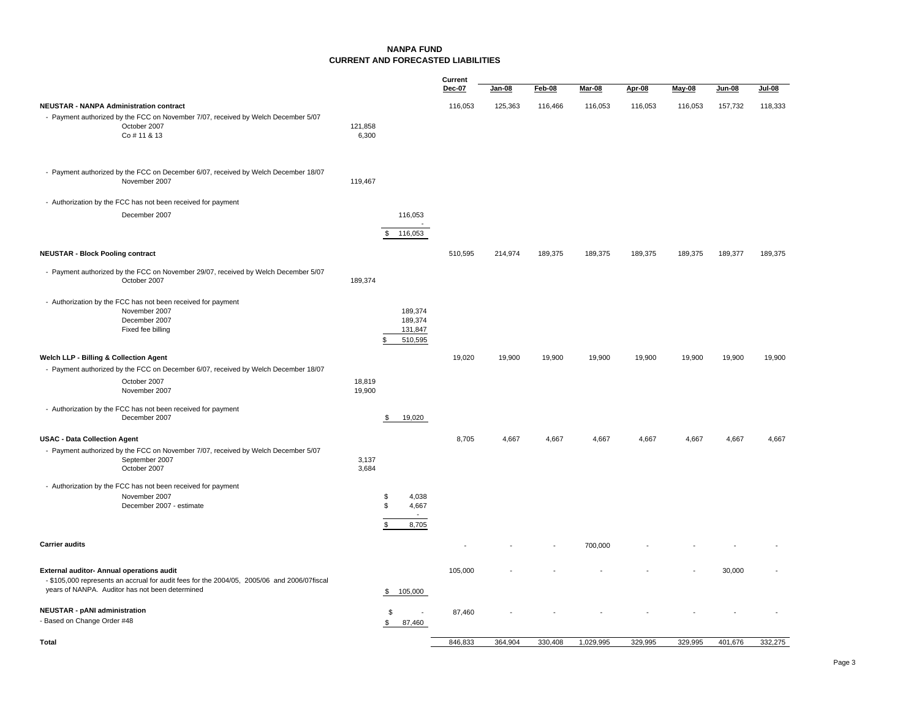# NANPA FUND
## CURRENT AND FORECASTED LIABILITIES

| | | | Current Dec-07 | Jan-08 | Feb-08 | Mar-08 | Apr-08 | May-08 | Jun-08 | Jul-08 |
|---|---|---|---|---|---|---|---|---|---|---|
| **NEUSTAR - NANPA Administration contract** | | | 116,053 | 125,363 | 116,466 | 116,053 | 116,053 | 116,053 | 157,732 | 118,333 |
| - Payment authorized by the FCC on November 7/07, received by Welch December 5/07 | | | | | | | | | | |
| October 2007 | 121,858 | | | | | | | | | |
| Co # 11 & 13 | 6,300 | | | | | | | | | |
| - Payment authorized by the FCC on December 6/07, received by Welch December 18/07 | | | | | | | | | | |
| November 2007 | 119,467 | | | | | | | | | |
| - Authorization by the FCC has not been received for payment | | | | | | | | | | |
| December 2007 | | 116,053 | | | | | | | | |
| | | - | | | | | | | | |
| | | $ 116,053 | | | | | | | | |
| **NEUSTAR - Block Pooling contract** | | | 510,595 | 214,974 | 189,375 | 189,375 | 189,375 | 189,375 | 189,377 | 189,375 |
| - Payment authorized by the FCC on November 29/07, received by Welch December 5/07 | | | | | | | | | | |
| October 2007 | 189,374 | | | | | | | | | |
| - Authorization by the FCC has not been received for payment | | | | | | | | | | |
| November 2007 | | 189,374 | | | | | | | | |
| December 2007 | | 189,374 | | | | | | | | |
| Fixed fee billing | | 131,847 | | | | | | | | |
| | | $ 510,595 | | | | | | | | |
| **Welch LLP - Billing & Collection Agent** | | | 19,020 | 19,900 | 19,900 | 19,900 | 19,900 | 19,900 | 19,900 | 19,900 |
| - Payment authorized by the FCC on December 6/07, received by Welch December 18/07 | | | | | | | | | | |
| October 2007 | 18,819 | | | | | | | | | |
| November 2007 | 19,900 | | | | | | | | | |
| - Authorization by the FCC has not been received for payment | | | | | | | | | | |
| December 2007 | | $ 19,020 | | | | | | | | |
| **USAC - Data Collection Agent** | | | 8,705 | 4,667 | 4,667 | 4,667 | 4,667 | 4,667 | 4,667 | 4,667 |
| - Payment authorized by the FCC on November 7/07, received by Welch December 5/07 | | | | | | | | | | |
| September 2007 | 3,137 | | | | | | | | | |
| October 2007 | 3,684 | | | | | | | | | |
| - Authorization by the FCC has not been received for payment | | | | | | | | | | |
| November 2007 | | $ 4,038 | | | | | | | | |
| December 2007 - estimate | | $ 4,667 | | | | | | | | |
| | | - | | | | | | | | |
| | | $ 8,705 | | | | | | | | |
| **Carrier audits** | | | - | - | - | 700,000 | - | - | - | - |
| **External auditor- Annual operations audit** | | | 105,000 | - | - | - | - | - | 30,000 | - |
| - $105,000 represents an accrual for audit fees for the 2004/05, 2005/06 and 2006/07fiscal years of NANPA. Auditor has not been determined | | $ 105,000 | | | | | | | | |
| **NEUSTAR - pANI administration** | | $ - | 87,460 | - | - | - | - | - | - | - |
| - Based on Change Order #48 | | $ 87,460 | | | | | | | | |
| **Total** | | | 846,833 | 364,904 | 330,408 | 1,029,995 | 329,995 | 329,995 | 401,676 | 332,275 |